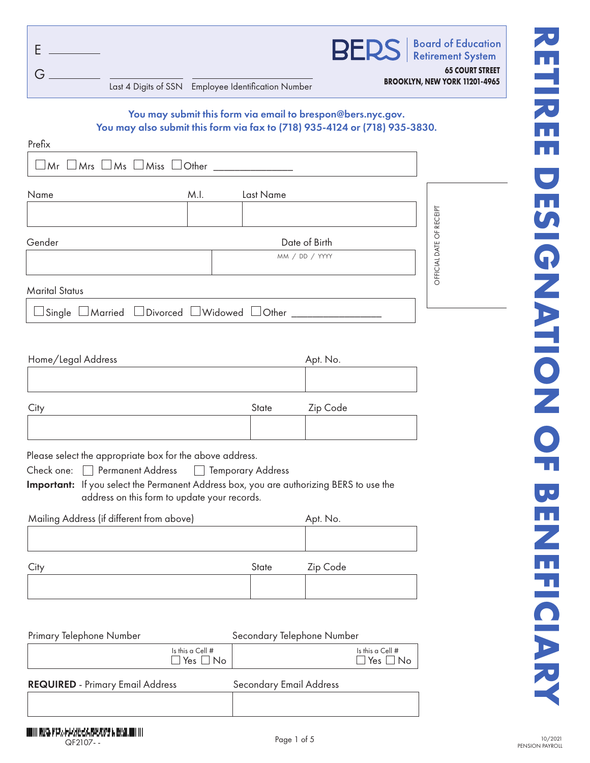E ________

G ________

________ Last 4 Digits of SSN ________ Employee Identification Number

**BERS** Board of Education Retirement System
**65 COURT STREET**
**BROOKLYN, NEW YORK 11201-4965**

# RETIREE DESIGNATION OF BENEFICIARY

**You may submit this form via email to brespon@bers.nyc.gov.**
**You may also submit this form via fax to (718) 935-4124 or (718) 935-3830.**

OFFICIAL DATE OF RECEIPT

Prefix

☐ Mr ☐ Mrs ☐ Ms ☐ Miss ☐ Other ______________

| Name | M.I. | Last Name |
| --- | --- | --- |
| | | |

| Gender | Date of Birth |
| --- | --- |
| | MM / DD / YYYY |

Marital Status

☐ Single ☐ Married ☐ Divorced ☐ Widowed ☐ Other ________________

| Home/Legal Address | Apt. No. |
| --- | --- |
| | |

| City | State | Zip Code |
| --- | --- | --- |
| | | |

Please select the appropriate box for the above address.

Check one: ☐ Permanent Address ☐ Temporary Address

**Important:** If you select the Permanent Address box, you are authorizing BERS to use the address on this form to update your records.

| Mailing Address (if different from above) | Apt. No. |
| --- | --- |
| | |

| City | State | Zip Code |
| --- | --- | --- |
| | | |

| Primary Telephone Number | Secondary Telephone Number |
| --- | --- |
| Is this a Cell # ☐ Yes ☐ No | Is this a Cell # ☐ Yes ☐ No |

| **REQUIRED** - Primary Email Address | Secondary Email Address |
| --- | --- |
| | |

QF2107- -

10/2021
PENSION PAYROLL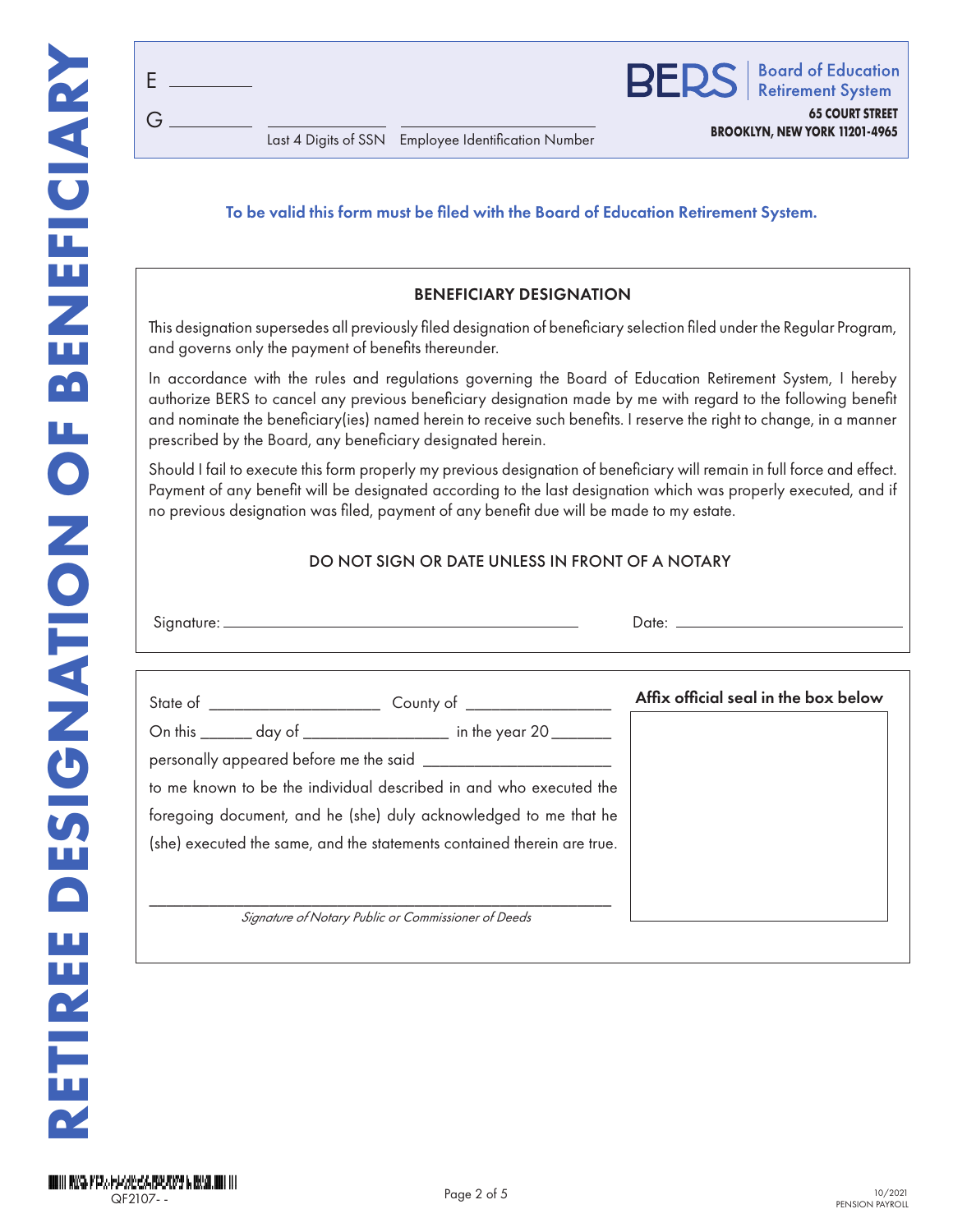# RETIREE DESIGNATION OF BENEFICIARY

E ________

G ________ ____________ ____________________

Last 4 Digits of SSN    Employee Identification Number

**BERS** | Board of Education Retirement System

**65 COURT STREET**
**BROOKLYN, NEW YORK 11201-4965**

**To be valid this form must be filed with the Board of Education Retirement System.**

## BENEFICIARY DESIGNATION

This designation supersedes all previously filed designation of beneficiary selection filed under the Regular Program, and governs only the payment of benefits thereunder.

In accordance with the rules and regulations governing the Board of Education Retirement System, I hereby authorize BERS to cancel any previous beneficiary designation made by me with regard to the following benefit and nominate the beneficiary(ies) named herein to receive such benefits. I reserve the right to change, in a manner prescribed by the Board, any beneficiary designated herein.

Should I fail to execute this form properly my previous designation of beneficiary will remain in full force and effect. Payment of any benefit will be designated according to the last designation which was properly executed, and if no previous designation was filed, payment of any benefit due will be made to my estate.

DO NOT SIGN OR DATE UNLESS IN FRONT OF A NOTARY

Signature: ________________________________ Date: ____________________

State of ____________________ County of _________________

On this ______ day of _________________ in the year 20_______

personally appeared before me the said ______________________

to me known to be the individual described in and who executed the foregoing document, and he (she) duly acknowledged to me that he (she) executed the same, and the statements contained therein are true.

______________________________________________________

*Signature of Notary Public or Commissioner of Deeds*

**Affix official seal in the box below**

QF2107- -

10/2021
PENSION PAYROLL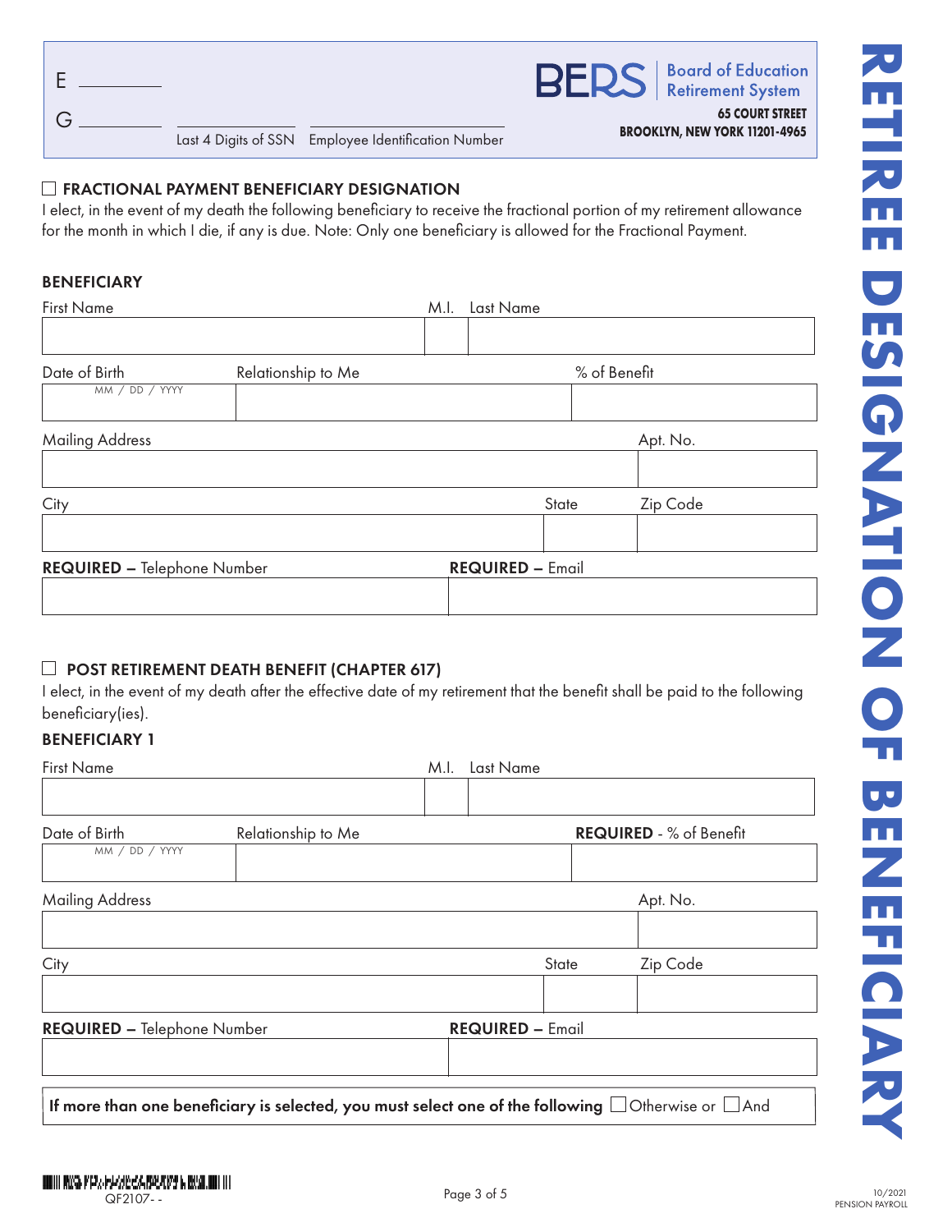E ________

G ________ ________________ ________________________

Last 4 Digits of SSN    Employee Identification Number

**BERS** | Board of Education Retirement System

**65 COURT STREET**
**BROOKLYN, NEW YORK 11201-4965**

# RETIREE DESIGNATION OF BENEFICIARY

## ☐ FRACTIONAL PAYMENT BENEFICIARY DESIGNATION

I elect, in the event of my death the following beneficiary to receive the fractional portion of my retirement allowance for the month in which I die, if any is due. Note: Only one beneficiary is allowed for the Fractional Payment.

### BENEFICIARY

| First Name | M.I. | Last Name |
|---|---|---|
| | | |

| Date of Birth (MM / DD / YYYY) | Relationship to Me | % of Benefit |
|---|---|---|
| | | |

| Mailing Address | Apt. No. |
|---|---|
| | |

| City | State | Zip Code |
|---|---|---|
| | | |

| **REQUIRED –** Telephone Number | **REQUIRED –** Email |
|---|---|
| | |

## ☐ POST RETIREMENT DEATH BENEFIT (CHAPTER 617)

I elect, in the event of my death after the effective date of my retirement that the benefit shall be paid to the following beneficiary(ies).

### BENEFICIARY 1

| First Name | M.I. | Last Name |
|---|---|---|
| | | |

| Date of Birth (MM / DD / YYYY) | Relationship to Me | **REQUIRED** - % of Benefit |
|---|---|---|
| | | |

| Mailing Address | Apt. No. |
|---|---|
| | |

| City | State | Zip Code |
|---|---|---|
| | | |

| **REQUIRED –** Telephone Number | **REQUIRED –** Email |
|---|---|
| | |

**If more than one beneficiary is selected, you must select one of the following** ☐ Otherwise or ☐ And

QF2107- -

10/2021
PENSION PAYROLL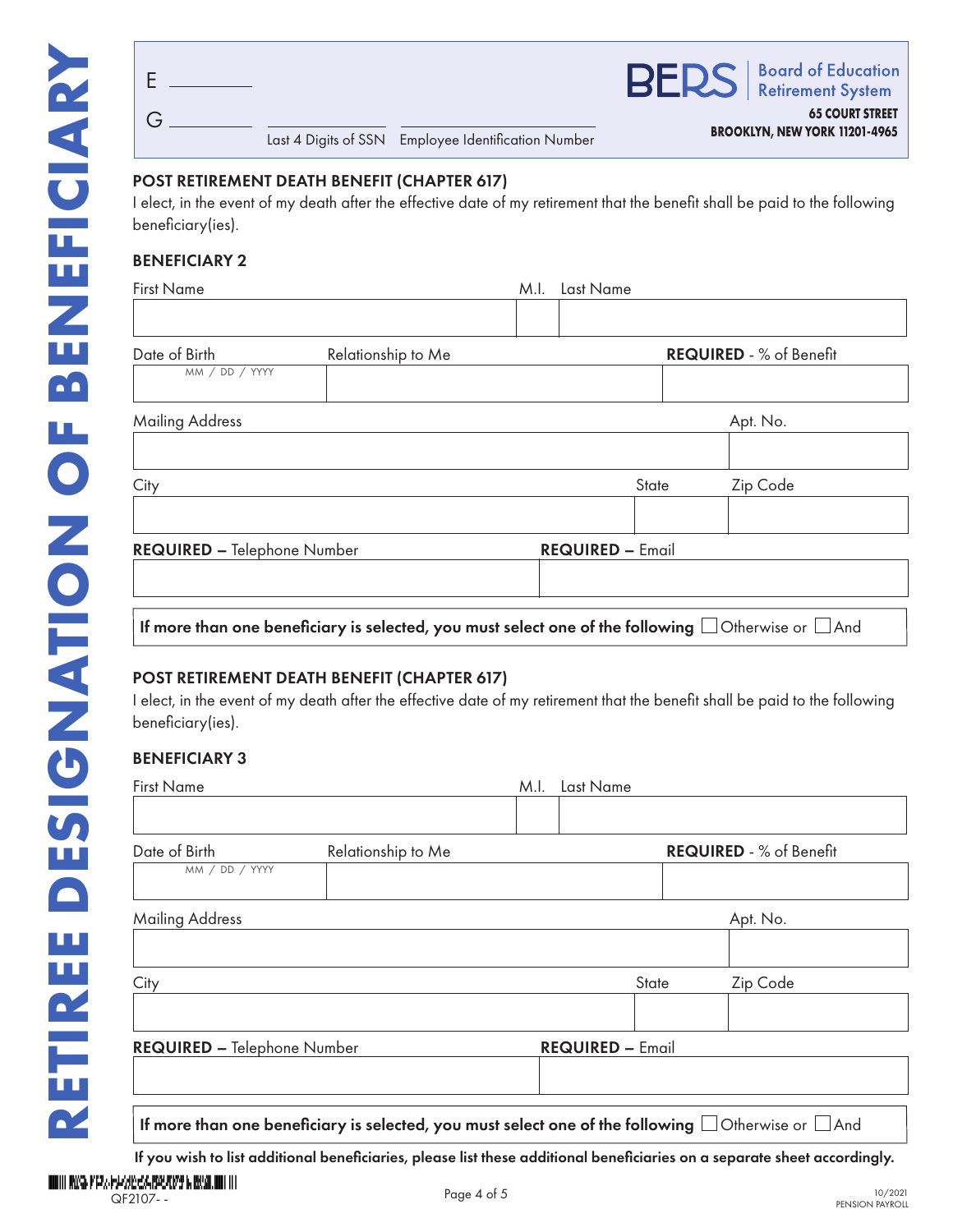# RETIREE DESIGNATION OF BENEFICIARY

E ________

G ________ ______________ ______________

Last 4 Digits of SSN | Employee Identification Number

**BERS** Board of Education Retirement System

**65 COURT STREET**
**BROOKLYN, NEW YORK 11201-4965**

## POST RETIREMENT DEATH BENEFIT (CHAPTER 617)

I elect, in the event of my death after the effective date of my retirement that the benefit shall be paid to the following beneficiary(ies).

### BENEFICIARY 2

| First Name | M.I. | Last Name |
|---|---|---|
| | | |

| Date of Birth (MM / DD / YYYY) | Relationship to Me | **REQUIRED** - % of Benefit |
|---|---|---|
| | | |

| Mailing Address | Apt. No. |
|---|---|
| | |

| City | State | Zip Code |
|---|---|---|
| | | |

| **REQUIRED** – Telephone Number | **REQUIRED** – Email |
|---|---|
| | |

**If more than one beneficiary is selected, you must select one of the following** ☐ Otherwise or ☐ And

## POST RETIREMENT DEATH BENEFIT (CHAPTER 617)

I elect, in the event of my death after the effective date of my retirement that the benefit shall be paid to the following beneficiary(ies).

### BENEFICIARY 3

| First Name | M.I. | Last Name |
|---|---|---|
| | | |

| Date of Birth (MM / DD / YYYY) | Relationship to Me | **REQUIRED** - % of Benefit |
|---|---|---|
| | | |

| Mailing Address | Apt. No. |
|---|---|
| | |

| City | State | Zip Code |
|---|---|---|
| | | |

| **REQUIRED** – Telephone Number | **REQUIRED** – Email |
|---|---|
| | |

**If more than one beneficiary is selected, you must select one of the following** ☐ Otherwise or ☐ And

**If you wish to list additional beneficiaries, please list these additional beneficiaries on a separate sheet accordingly.**

QF2107- -

10/2021
PENSION PAYROLL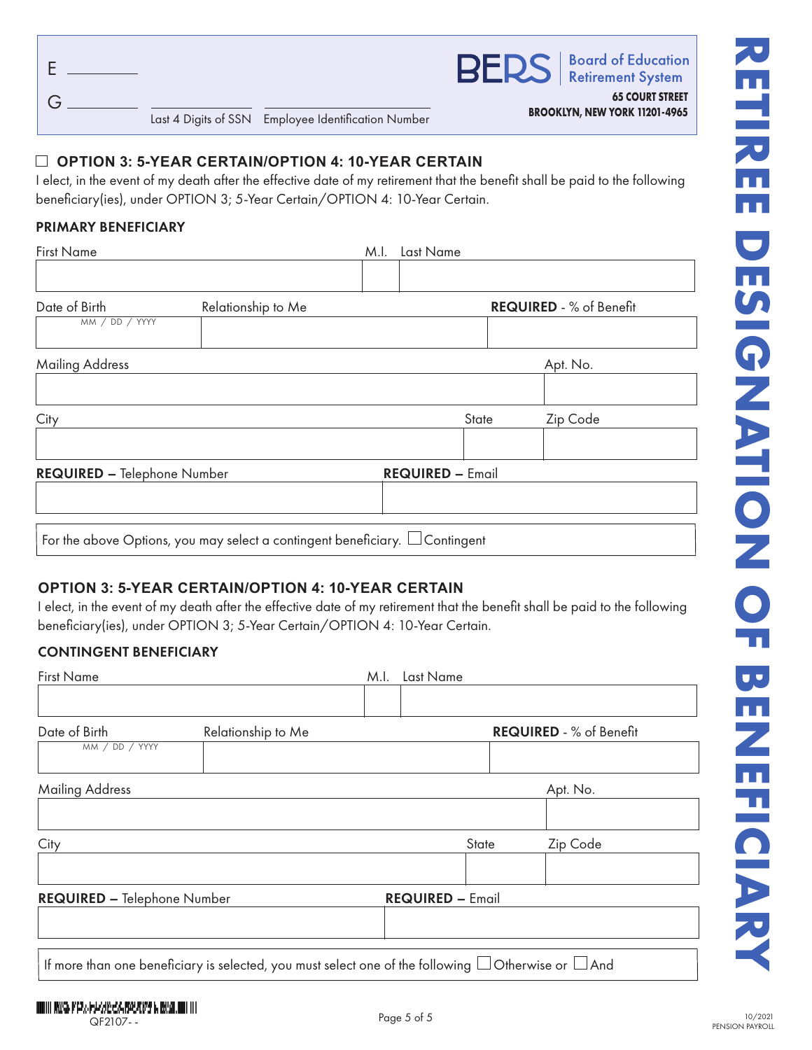E ________

G ________ ________________ ________________________

Last 4 Digits of SSN Employee Identification Number

**BERS** | Board of Education Retirement System

**65 COURT STREET**
**BROOKLYN, NEW YORK 11201-4965**

# RETIREE DESIGNATION OF BENEFICIARY

## ☐ OPTION 3: 5-YEAR CERTAIN/OPTION 4: 10-YEAR CERTAIN

I elect, in the event of my death after the effective date of my retirement that the benefit shall be paid to the following beneficiary(ies), under OPTION 3; 5-Year Certain/OPTION 4: 10-Year Certain.

### PRIMARY BENEFICIARY

| First Name | M.I. | Last Name |
|---|---|---|
| | | |

| Date of Birth (MM / DD / YYYY) | Relationship to Me | **REQUIRED** - % of Benefit |
|---|---|---|
| | | |

| Mailing Address | Apt. No. |
|---|---|
| | |

| City | State | Zip Code |
|---|---|---|
| | | |

| **REQUIRED –** Telephone Number | **REQUIRED –** Email |
|---|---|
| | |

For the above Options, you may select a contingent beneficiary. ☐ Contingent

## OPTION 3: 5-YEAR CERTAIN/OPTION 4: 10-YEAR CERTAIN

I elect, in the event of my death after the effective date of my retirement that the benefit shall be paid to the following beneficiary(ies), under OPTION 3; 5-Year Certain/OPTION 4: 10-Year Certain.

### CONTINGENT BENEFICIARY

| First Name | M.I. | Last Name |
|---|---|---|
| | | |

| Date of Birth (MM / DD / YYYY) | Relationship to Me | **REQUIRED** - % of Benefit |
|---|---|---|
| | | |

| Mailing Address | Apt. No. |
|---|---|
| | |

| City | State | Zip Code |
|---|---|---|
| | | |

| **REQUIRED –** Telephone Number | **REQUIRED –** Email |
|---|---|
| | |

If more than one beneficiary is selected, you must select one of the following ☐ Otherwise or ☐ And

QF2107- -

10/2021
PENSION PAYROLL